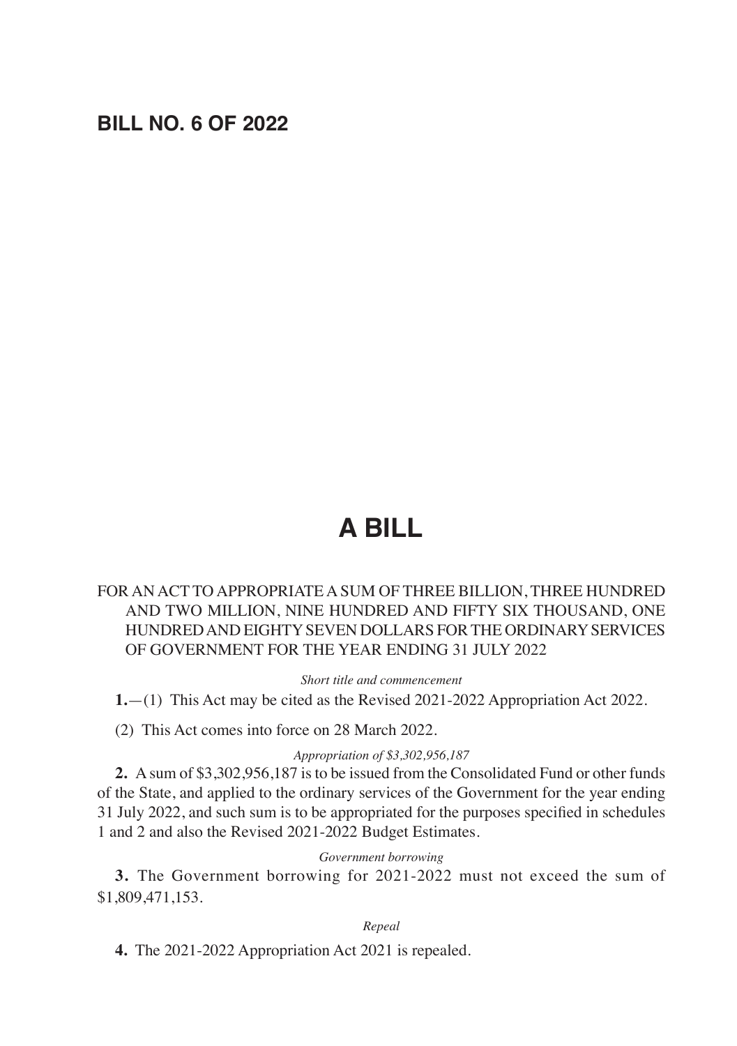## BILL NO. 6 OF 2022

# A BILL

FOR AN ACT TO APPROPRIATE A SUM OF THREE BILLION, THREE HUNDRED AND TWO MILLION, NINE HUNDRED AND FIFTY SIX THOUSAND, ONE HUNDRED AND EIGHTY SEVEN DOLLARS FOR THE ORDINARY SERVICES OF GOVERNMENT FOR THE YEAR ENDING 31 JULY 2022

*Short title and commencement*

**1.**—(1) This Act may be cited as the Revised 2021-2022 Appropriation Act 2022.

(2) This Act comes into force on 28 March 2022.

*Appropriation of $3,302,956,187*

**2.** A sum of $3,302,956,187 is to be issued from the Consolidated Fund or other funds of the State, and applied to the ordinary services of the Government for the year ending 31 July 2022, and such sum is to be appropriated for the purposes specified in schedules 1 and 2 and also the Revised 2021-2022 Budget Estimates.

*Government borrowing*

**3.** The Government borrowing for 2021-2022 must not exceed the sum of $1,809,471,153.

*Repeal*

**4.** The 2021-2022 Appropriation Act 2021 is repealed.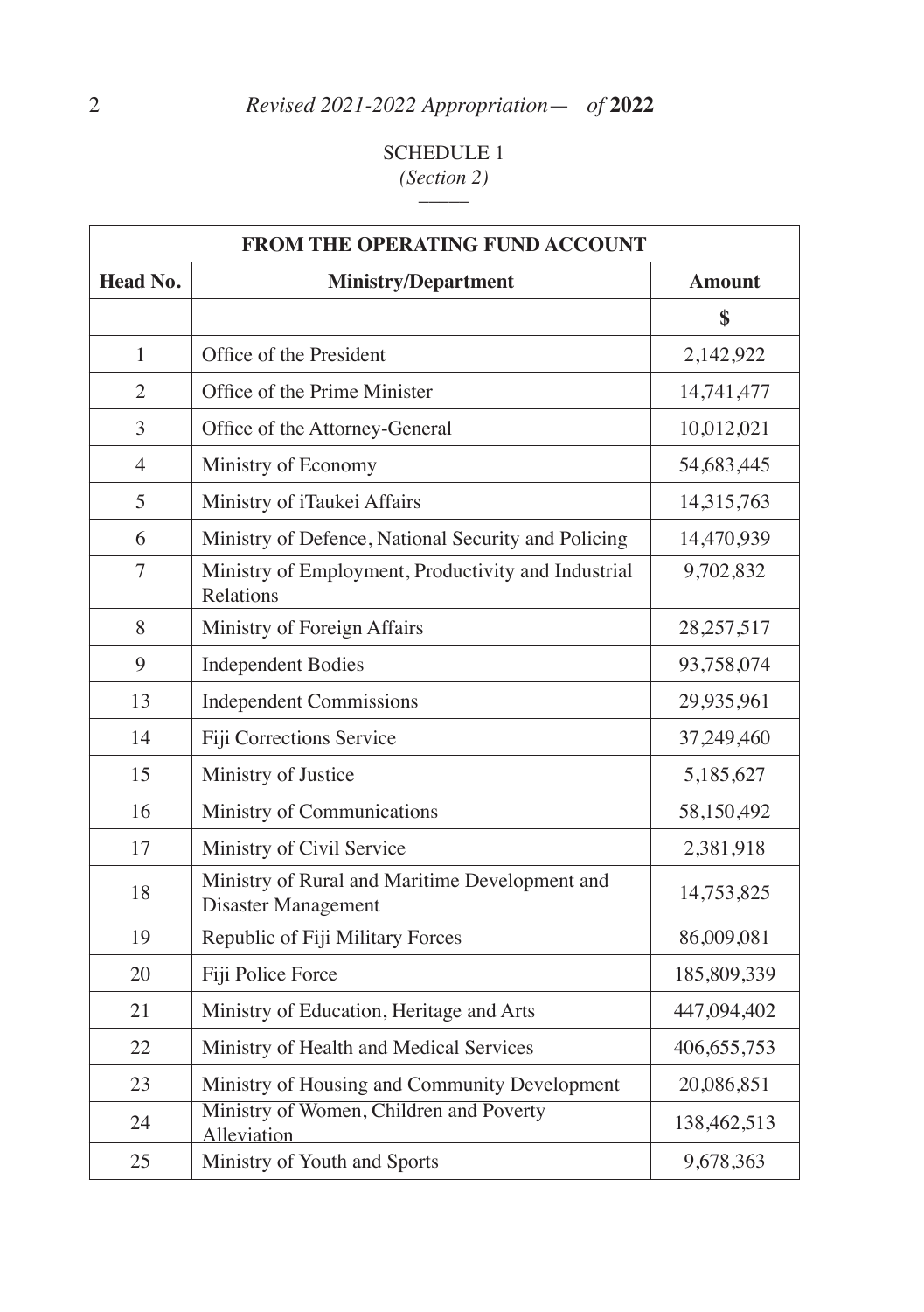SCHEDULE 1

*(Section 2)*

| FROM THE OPERATING FUND ACCOUNT | | |
|---|---|---|
| **Head No.** | **Ministry/Department** | **Amount** |
| | | **$** |
| 1 | Office of the President | 2,142,922 |
| 2 | Office of the Prime Minister | 14,741,477 |
| 3 | Office of the Attorney-General | 10,012,021 |
| 4 | Ministry of Economy | 54,683,445 |
| 5 | Ministry of iTaukei Affairs | 14,315,763 |
| 6 | Ministry of Defence, National Security and Policing | 14,470,939 |
| 7 | Ministry of Employment, Productivity and Industrial Relations | 9,702,832 |
| 8 | Ministry of Foreign Affairs | 28,257,517 |
| 9 | Independent Bodies | 93,758,074 |
| 13 | Independent Commissions | 29,935,961 |
| 14 | Fiji Corrections Service | 37,249,460 |
| 15 | Ministry of Justice | 5,185,627 |
| 16 | Ministry of Communications | 58,150,492 |
| 17 | Ministry of Civil Service | 2,381,918 |
| 18 | Ministry of Rural and Maritime Development and Disaster Management | 14,753,825 |
| 19 | Republic of Fiji Military Forces | 86,009,081 |
| 20 | Fiji Police Force | 185,809,339 |
| 21 | Ministry of Education, Heritage and Arts | 447,094,402 |
| 22 | Ministry of Health and Medical Services | 406,655,753 |
| 23 | Ministry of Housing and Community Development | 20,086,851 |
| 24 | Ministry of Women, Children and Poverty Alleviation | 138,462,513 |
| 25 | Ministry of Youth and Sports | 9,678,363 |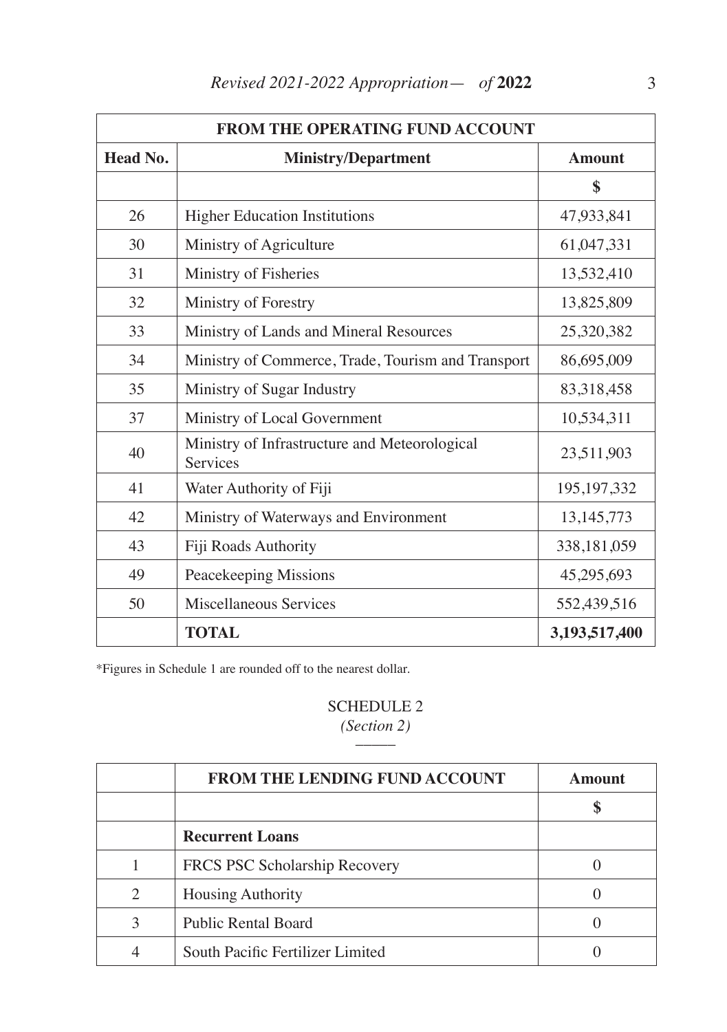| FROM THE OPERATING FUND ACCOUNT | | |
|---|---|---|
| **Head No.** | **Ministry/Department** | **Amount** |
| | | **$** |
| 26 | Higher Education Institutions | 47,933,841 |
| 30 | Ministry of Agriculture | 61,047,331 |
| 31 | Ministry of Fisheries | 13,532,410 |
| 32 | Ministry of Forestry | 13,825,809 |
| 33 | Ministry of Lands and Mineral Resources | 25,320,382 |
| 34 | Ministry of Commerce, Trade, Tourism and Transport | 86,695,009 |
| 35 | Ministry of Sugar Industry | 83,318,458 |
| 37 | Ministry of Local Government | 10,534,311 |
| 40 | Ministry of Infrastructure and Meteorological Services | 23,511,903 |
| 41 | Water Authority of Fiji | 195,197,332 |
| 42 | Ministry of Waterways and Environment | 13,145,773 |
| 43 | Fiji Roads Authority | 338,181,059 |
| 49 | Peacekeeping Missions | 45,295,693 |
| 50 | Miscellaneous Services | 552,439,516 |
| | **TOTAL** | **3,193,517,400** |

*Figures in Schedule 1 are rounded off to the nearest dollar.

SCHEDULE 2

*(Section 2)*

| | **FROM THE LENDING FUND ACCOUNT** | **Amount** |
|---|---|---|
| | | **$** |
| | **Recurrent Loans** | |
| 1 | FRCS PSC Scholarship Recovery | 0 |
| 2 | Housing Authority | 0 |
| 3 | Public Rental Board | 0 |
| 4 | South Pacific Fertilizer Limited | 0 |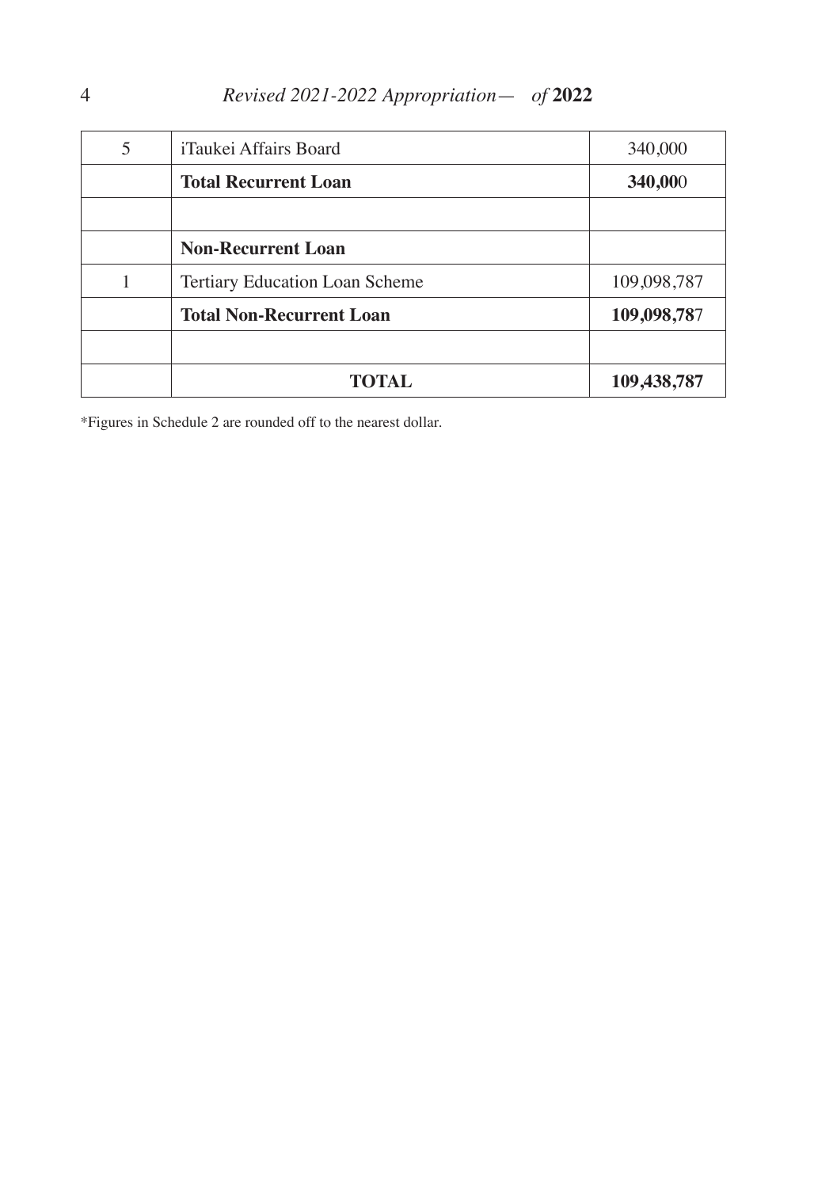| 5 | iTaukei Affairs Board | 340,000 |
|---|---|---|
| | **Total Recurrent Loan** | **340,000** |
| | | |
| | **Non-Recurrent Loan** | |
| 1 | Tertiary Education Loan Scheme | 109,098,787 |
| | **Total Non-Recurrent Loan** | **109,098,787** |
| | | |
| | **TOTAL** | **109,438,787** |

*Figures in Schedule 2 are rounded off to the nearest dollar.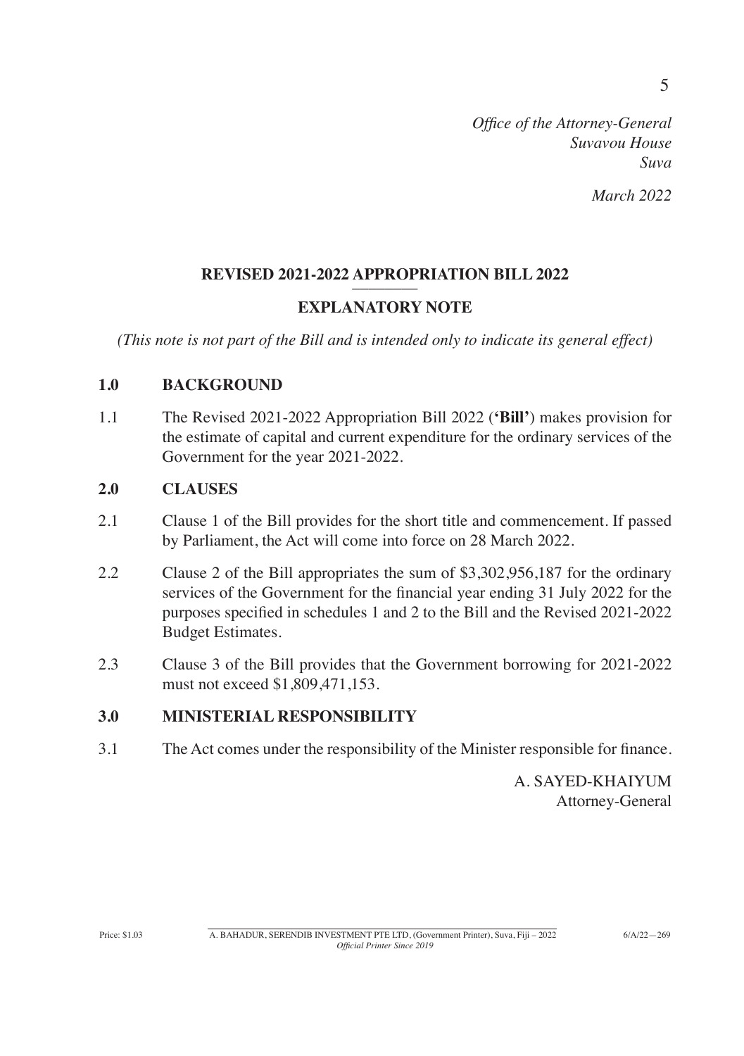*Office of the Attorney-General*
*Suvavou House*
*Suva*

*March 2022*

## REVISED 2021-2022 APPROPRIATION BILL 2022

## EXPLANATORY NOTE

*(This note is not part of the Bill and is intended only to indicate its general effect)*

### 1.0 BACKGROUND

1.1 The Revised 2021-2022 Appropriation Bill 2022 (**'Bill'**) makes provision for the estimate of capital and current expenditure for the ordinary services of the Government for the year 2021-2022.

### 2.0 CLAUSES

2.1 Clause 1 of the Bill provides for the short title and commencement. If passed by Parliament, the Act will come into force on 28 March 2022.

2.2 Clause 2 of the Bill appropriates the sum of $3,302,956,187 for the ordinary services of the Government for the financial year ending 31 July 2022 for the purposes specified in schedules 1 and 2 to the Bill and the Revised 2021-2022 Budget Estimates.

2.3 Clause 3 of the Bill provides that the Government borrowing for 2021-2022 must not exceed $1,809,471,153.

### 3.0 MINISTERIAL RESPONSIBILITY

3.1 The Act comes under the responsibility of the Minister responsible for finance.

A. SAYED-KHAIYUM
Attorney-General

Price: $1.03

A. BAHADUR, SERENDIB INVESTMENT PTE LTD, (Government Printer), Suva, Fiji – 2022
*Official Printer Since 2019*

6/A/22—269